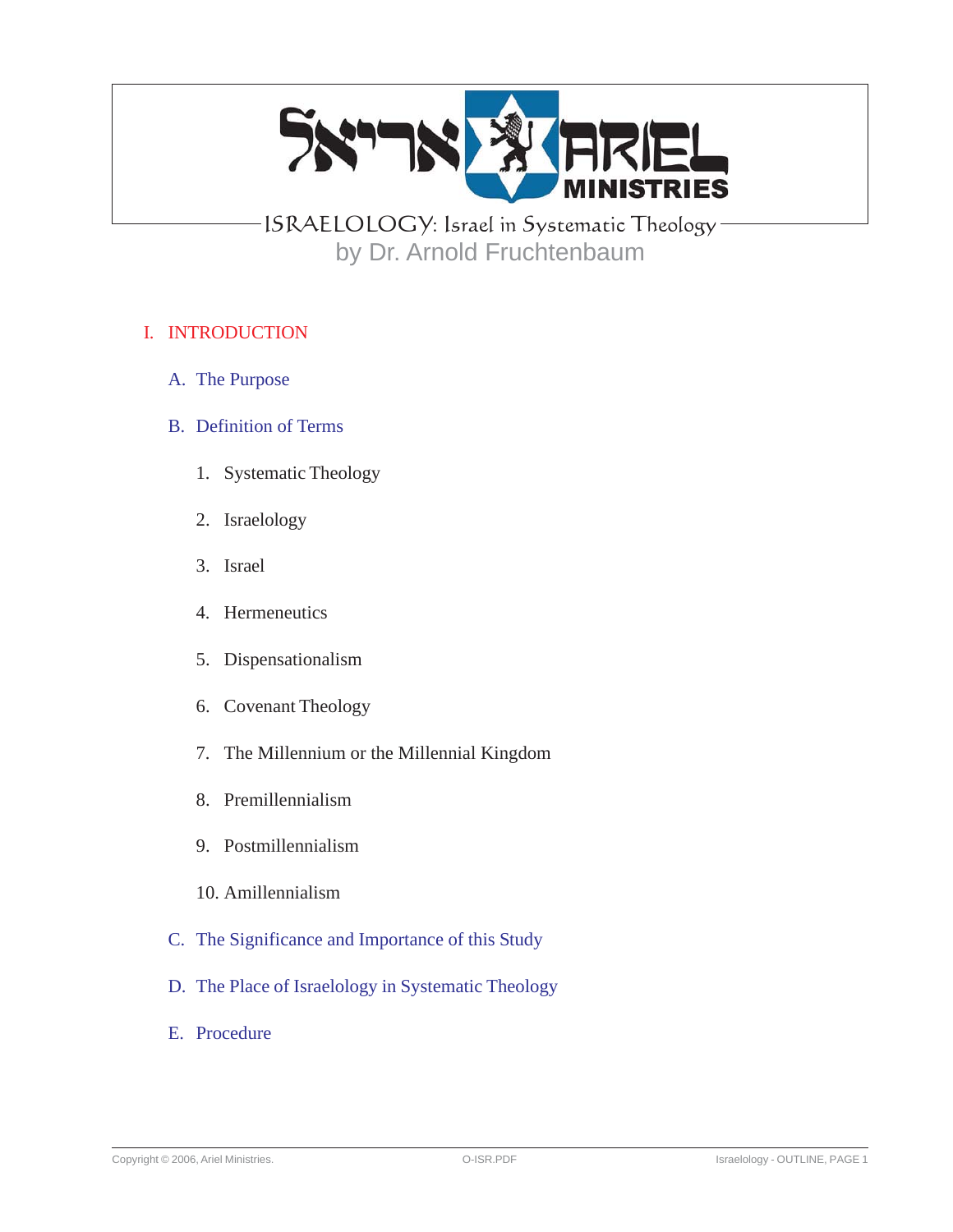# ISRAELOLOGY: Israel in Systematic Theology

by Dr. Arnold Fruchtenbaum

## I. INTRODUCTION

### A. The Purpose

### B. Definition of Terms

1. Systematic Theology
2. Israelology
3. Israel
4. Hermeneutics
5. Dispensationalism
6. Covenant Theology
7. The Millennium or the Millennial Kingdom
8. Premillennialism
9. Postmillennialism
10. Amillennialism

### C. The Significance and Importance of this Study

### D. The Place of Israelology in Systematic Theology

### E. Procedure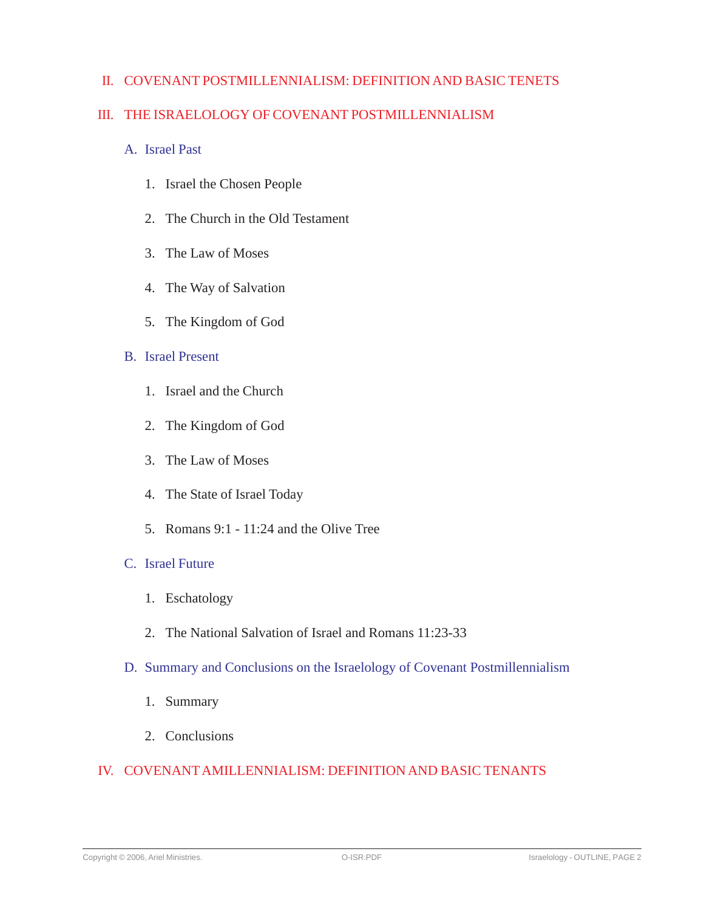## II. COVENANT POSTMILLENNIALISM: DEFINITION AND BASIC TENETS

## III. THE ISRAELOLOGY OF COVENANT POSTMILLENNIALISM

### A. Israel Past

1. Israel the Chosen People
2. The Church in the Old Testament
3. The Law of Moses
4. The Way of Salvation
5. The Kingdom of God

### B. Israel Present

1. Israel and the Church
2. The Kingdom of God
3. The Law of Moses
4. The State of Israel Today
5. Romans 9:1 - 11:24 and the Olive Tree

### C. Israel Future

1. Eschatology
2. The National Salvation of Israel and Romans 11:23-33

### D. Summary and Conclusions on the Israelology of Covenant Postmillennialism

1. Summary
2. Conclusions

## IV. COVENANT AMILLENNIALISM: DEFINITION AND BASIC TENANTS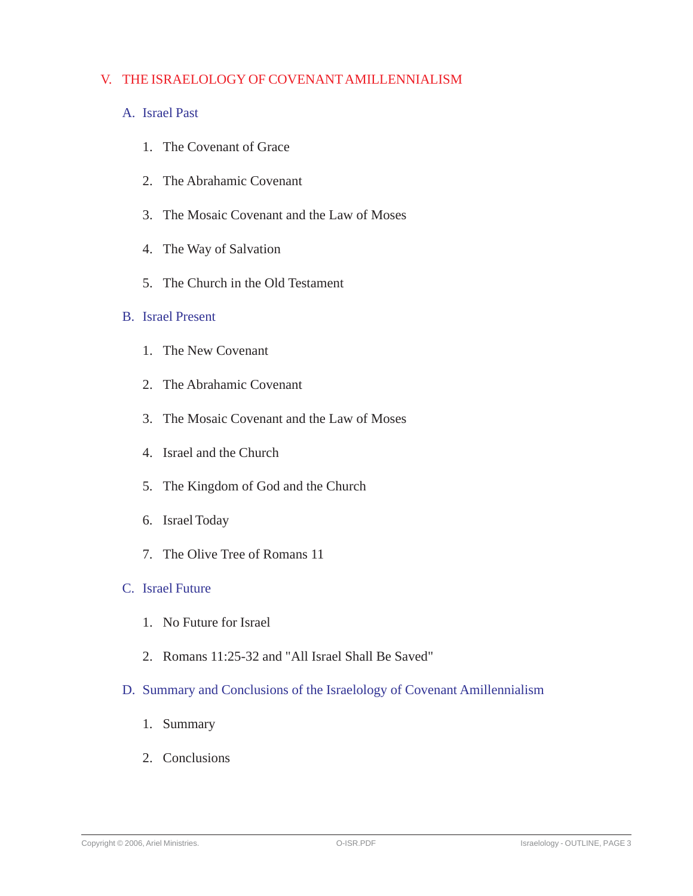## V. THE ISRAELOLOGY OF COVENANT AMILLENNIALISM

### A. Israel Past

1. The Covenant of Grace
2. The Abrahamic Covenant
3. The Mosaic Covenant and the Law of Moses
4. The Way of Salvation
5. The Church in the Old Testament

### B. Israel Present

1. The New Covenant
2. The Abrahamic Covenant
3. The Mosaic Covenant and the Law of Moses
4. Israel and the Church
5. The Kingdom of God and the Church
6. Israel Today
7. The Olive Tree of Romans 11

### C. Israel Future

1. No Future for Israel
2. Romans 11:25-32 and "All Israel Shall Be Saved"

### D. Summary and Conclusions of the Israelology of Covenant Amillennialism

1. Summary
2. Conclusions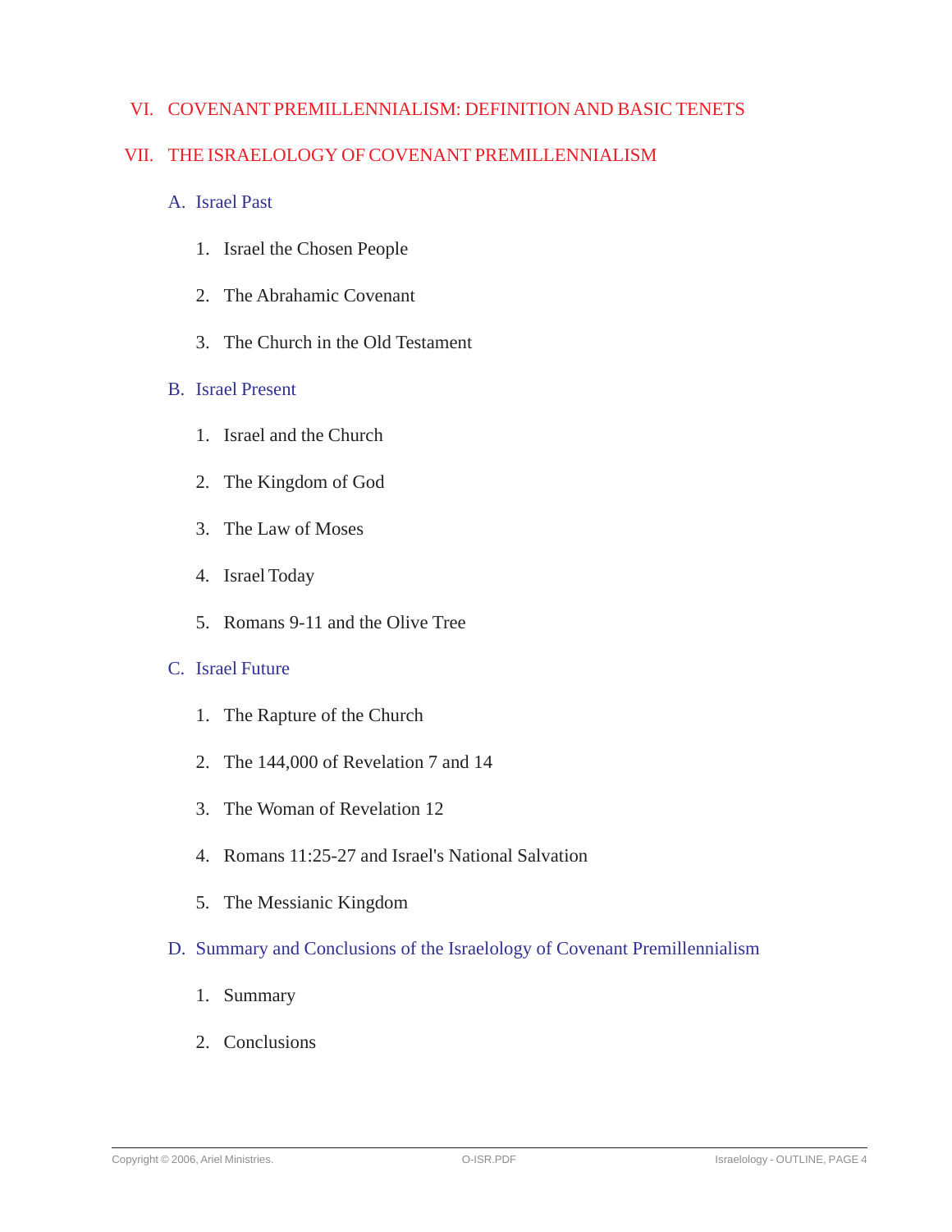## VI. COVENANT PREMILLENNIALISM: DEFINITION AND BASIC TENETS

## VII. THE ISRAELOLOGY OF COVENANT PREMILLENNIALISM

### A. Israel Past

1. Israel the Chosen People
2. The Abrahamic Covenant
3. The Church in the Old Testament

### B. Israel Present

1. Israel and the Church
2. The Kingdom of God
3. The Law of Moses
4. Israel Today
5. Romans 9-11 and the Olive Tree

### C. Israel Future

1. The Rapture of the Church
2. The 144,000 of Revelation 7 and 14
3. The Woman of Revelation 12
4. Romans 11:25-27 and Israel's National Salvation
5. The Messianic Kingdom

### D. Summary and Conclusions of the Israelology of Covenant Premillennialism

1. Summary
2. Conclusions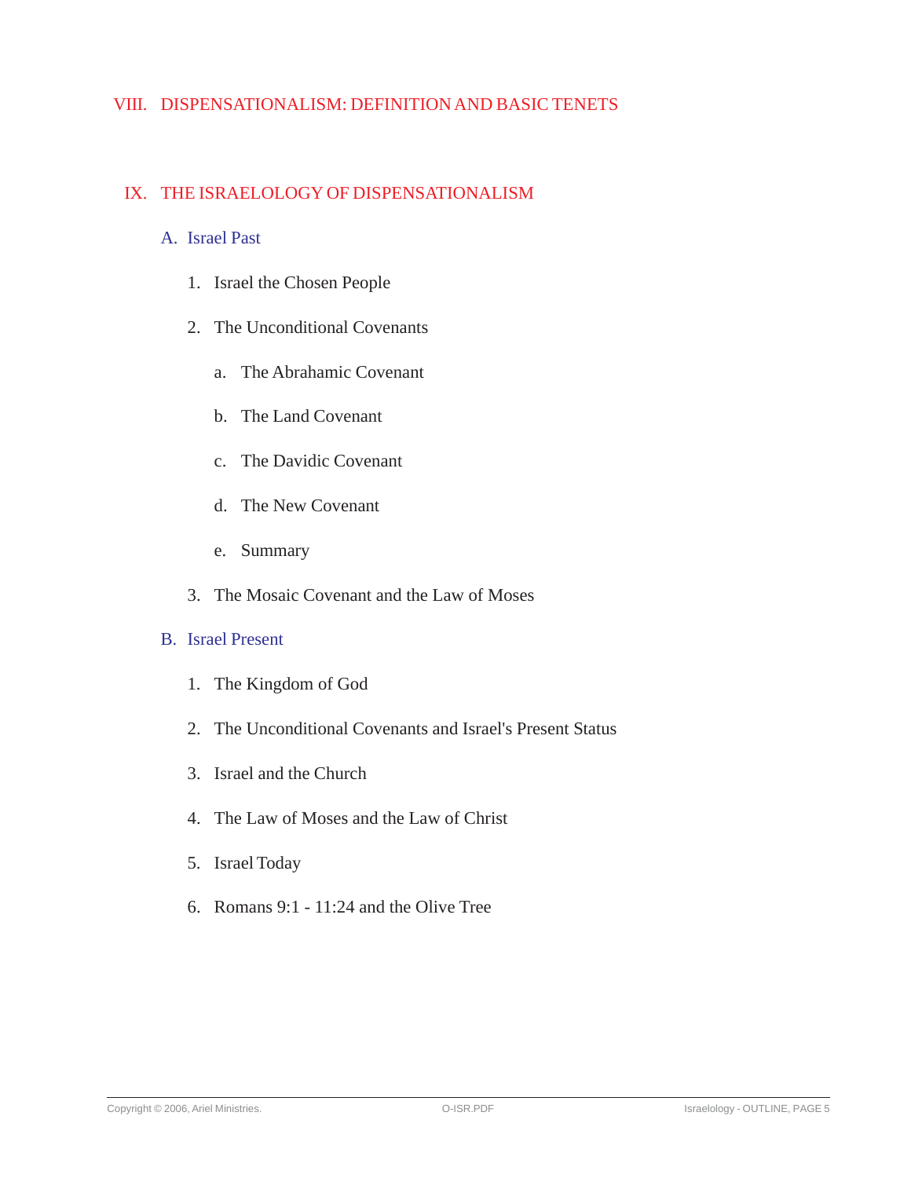## VIII. DISPENSATIONALISM: DEFINITION AND BASIC TENETS

## IX. THE ISRAELOLOGY OF DISPENSATIONALISM

### A. Israel Past

1. Israel the Chosen People
2. The Unconditional Covenants
   - a. The Abrahamic Covenant
   - b. The Land Covenant
   - c. The Davidic Covenant
   - d. The New Covenant
   - e. Summary
3. The Mosaic Covenant and the Law of Moses

### B. Israel Present

1. The Kingdom of God
2. The Unconditional Covenants and Israel's Present Status
3. Israel and the Church
4. The Law of Moses and the Law of Christ
5. Israel Today
6. Romans 9:1 - 11:24 and the Olive Tree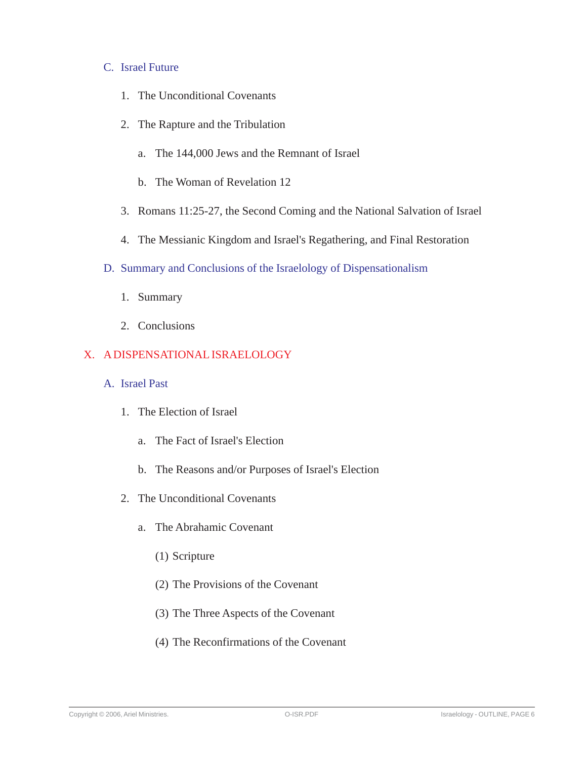C. Israel Future

1. The Unconditional Covenants

2. The Rapture and the Tribulation

   a. The 144,000 Jews and the Remnant of Israel

   b. The Woman of Revelation 12

3. Romans 11:25-27, the Second Coming and the National Salvation of Israel

4. The Messianic Kingdom and Israel's Regathering, and Final Restoration

D. Summary and Conclusions of the Israelology of Dispensationalism

1. Summary

2. Conclusions

## X. A DISPENSATIONAL ISRAELOLOGY

A. Israel Past

1. The Election of Israel

   a. The Fact of Israel's Election

   b. The Reasons and/or Purposes of Israel's Election

2. The Unconditional Covenants

   a. The Abrahamic Covenant

      (1) Scripture

      (2) The Provisions of the Covenant

      (3) The Three Aspects of the Covenant

      (4) The Reconfirmations of the Covenant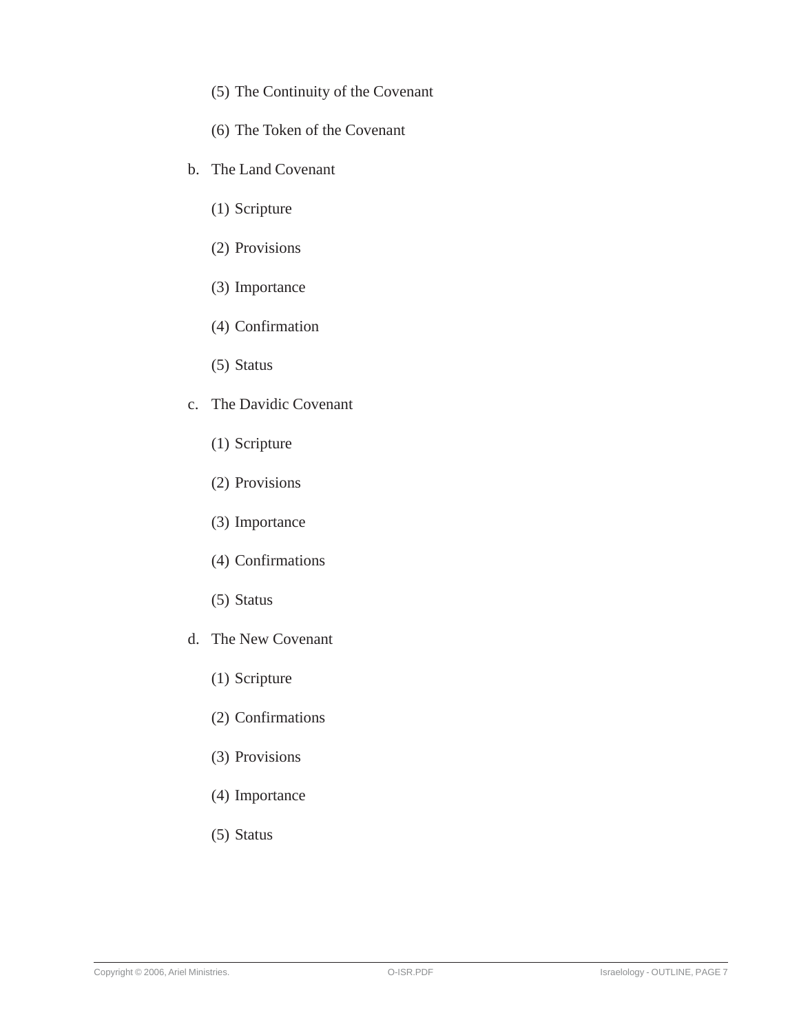(5) The Continuity of the Covenant

(6) The Token of the Covenant

b. The Land Covenant

(1) Scripture

(2) Provisions

(3) Importance

(4) Confirmation

(5) Status

c. The Davidic Covenant

(1) Scripture

(2) Provisions

(3) Importance

(4) Confirmations

(5) Status

d. The New Covenant

(1) Scripture

(2) Confirmations

(3) Provisions

(4) Importance

(5) Status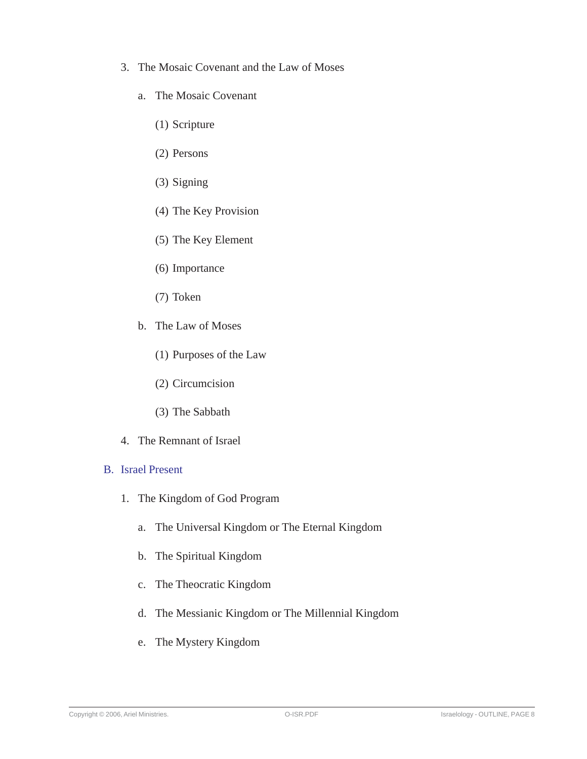3. The Mosaic Covenant and the Law of Moses

   a. The Mosaic Covenant

      (1) Scripture

      (2) Persons

      (3) Signing

      (4) The Key Provision

      (5) The Key Element

      (6) Importance

      (7) Token

   b. The Law of Moses

      (1) Purposes of the Law

      (2) Circumcision

      (3) The Sabbath

4. The Remnant of Israel

## B. Israel Present

1. The Kingdom of God Program

   a. The Universal Kingdom or The Eternal Kingdom

   b. The Spiritual Kingdom

   c. The Theocratic Kingdom

   d. The Messianic Kingdom or The Millennial Kingdom

   e. The Mystery Kingdom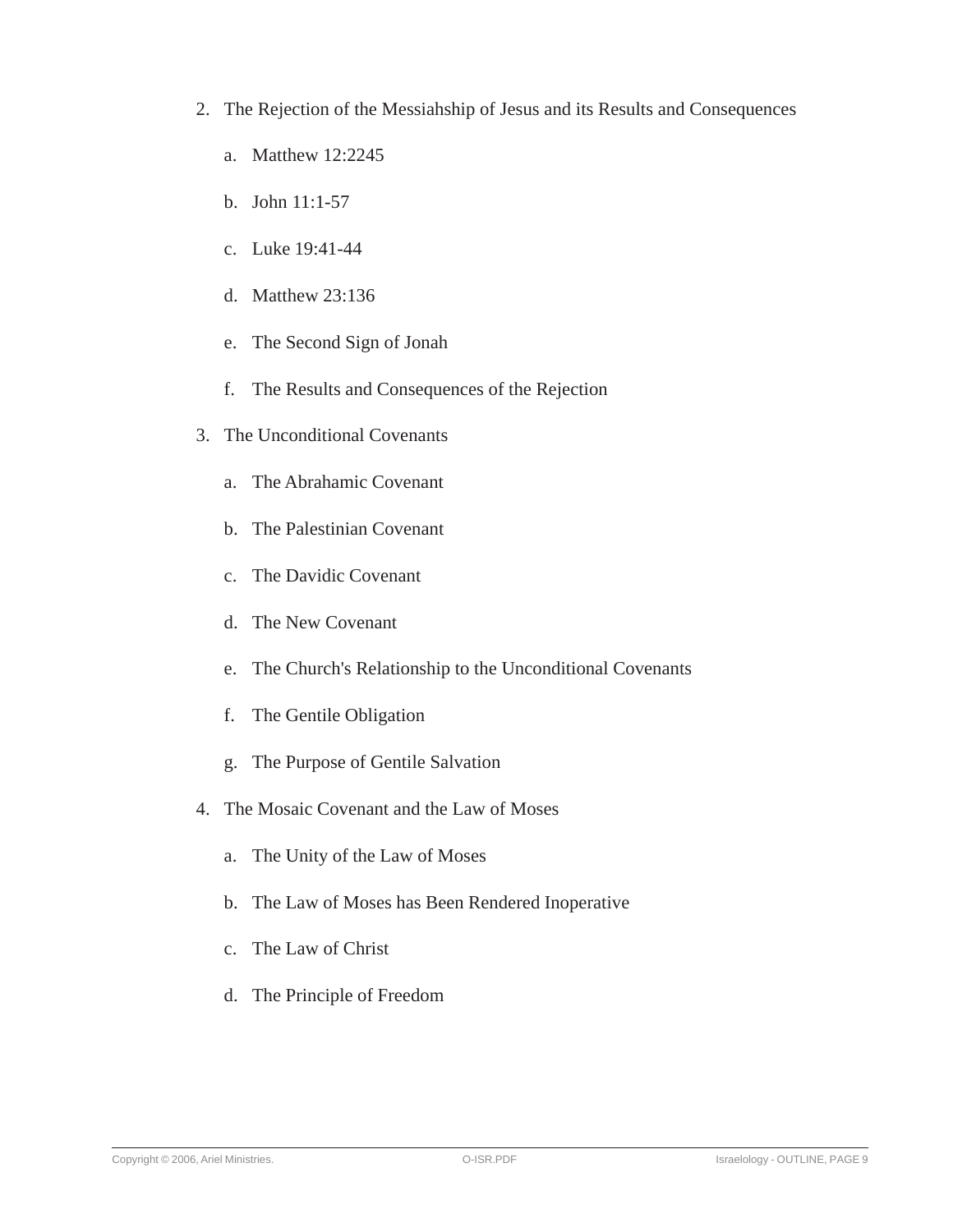2. The Rejection of the Messiahship of Jesus and its Results and Consequences

   a. Matthew 12:2245

   b. John 11:1-57

   c. Luke 19:41-44

   d. Matthew 23:136

   e. The Second Sign of Jonah

   f. The Results and Consequences of the Rejection

3. The Unconditional Covenants

   a. The Abrahamic Covenant

   b. The Palestinian Covenant

   c. The Davidic Covenant

   d. The New Covenant

   e. The Church's Relationship to the Unconditional Covenants

   f. The Gentile Obligation

   g. The Purpose of Gentile Salvation

4. The Mosaic Covenant and the Law of Moses

   a. The Unity of the Law of Moses

   b. The Law of Moses has Been Rendered Inoperative

   c. The Law of Christ

   d. The Principle of Freedom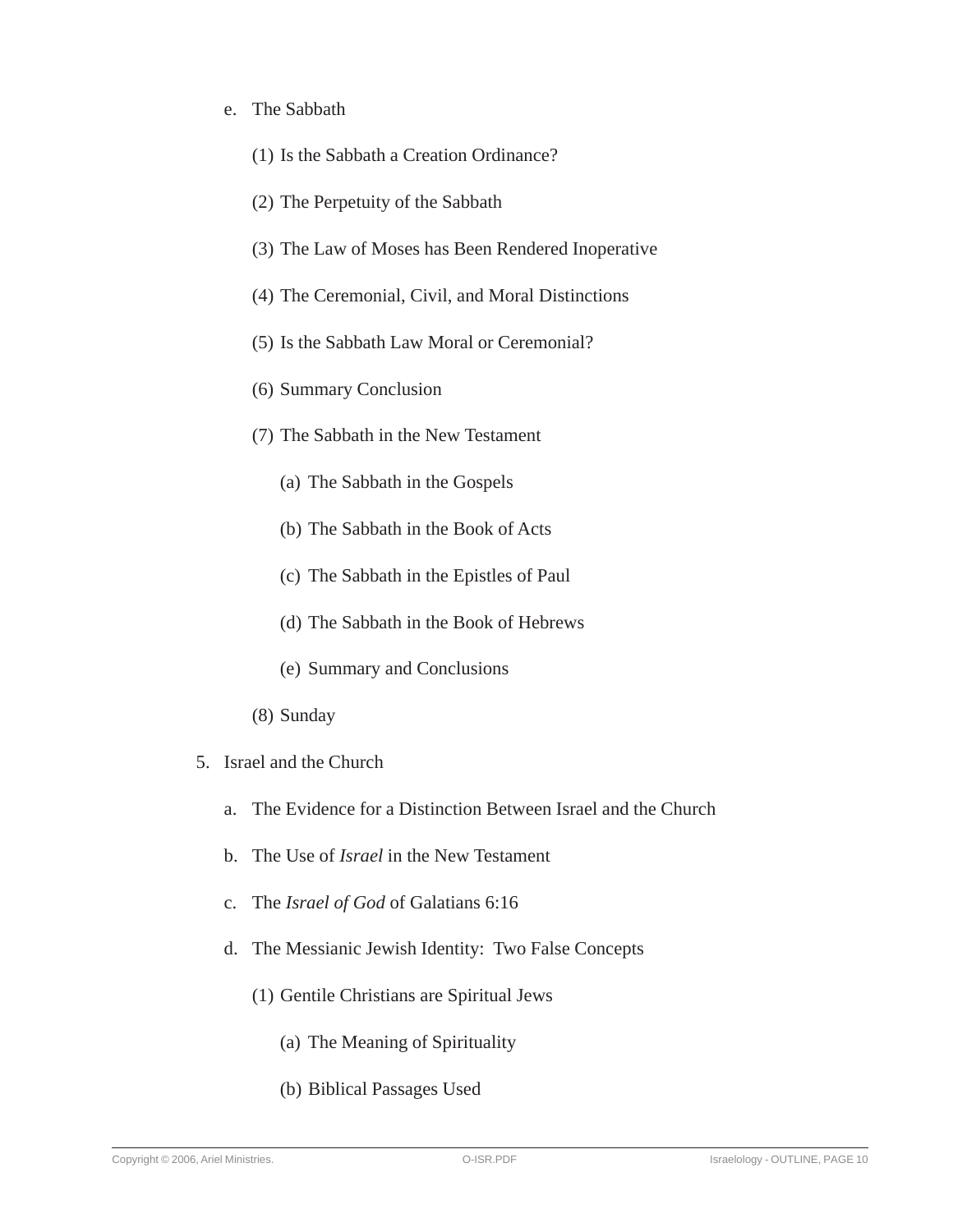e. The Sabbath

  (1) Is the Sabbath a Creation Ordinance?

  (2) The Perpetuity of the Sabbath

  (3) The Law of Moses has Been Rendered Inoperative

  (4) The Ceremonial, Civil, and Moral Distinctions

  (5) Is the Sabbath Law Moral or Ceremonial?

  (6) Summary Conclusion

  (7) The Sabbath in the New Testament

    (a) The Sabbath in the Gospels

    (b) The Sabbath in the Book of Acts

    (c) The Sabbath in the Epistles of Paul

    (d) The Sabbath in the Book of Hebrews

    (e) Summary and Conclusions

  (8) Sunday

5. Israel and the Church

  a. The Evidence for a Distinction Between Israel and the Church

  b. The Use of *Israel* in the New Testament

  c. The *Israel of God* of Galatians 6:16

  d. The Messianic Jewish Identity: Two False Concepts

    (1) Gentile Christians are Spiritual Jews

      (a) The Meaning of Spirituality

      (b) Biblical Passages Used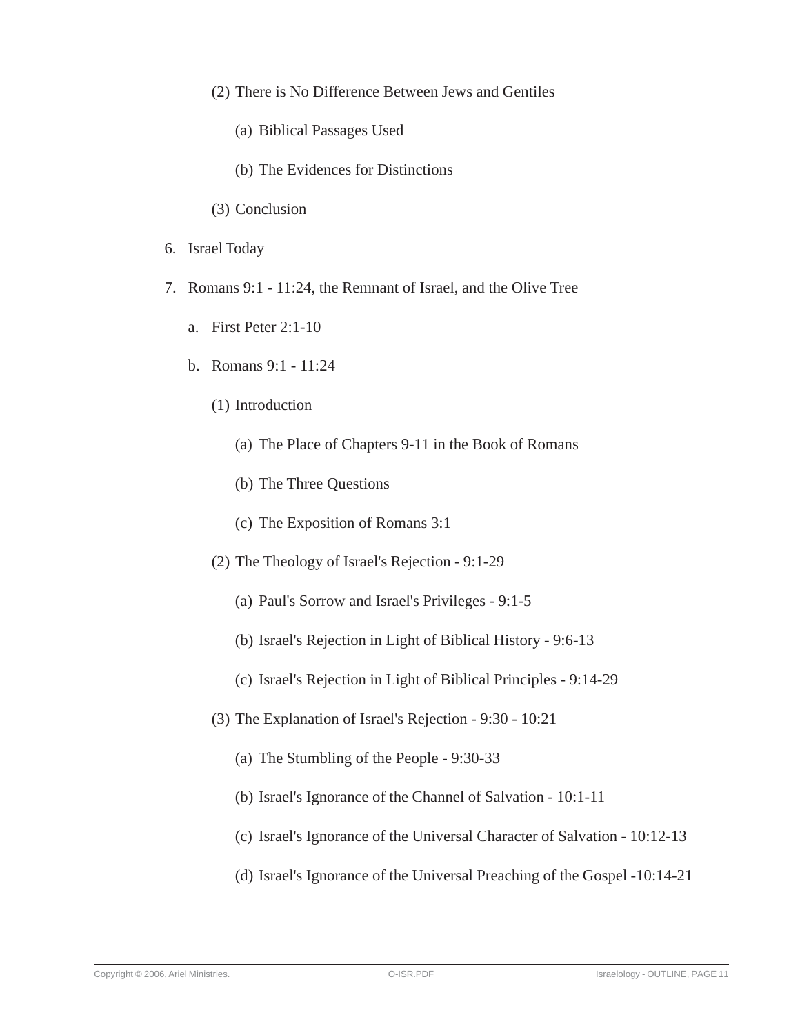- (2) There is No Difference Between Jews and Gentiles
        - (a) Biblical Passages Used
        - (b) The Evidences for Distinctions
      - (3) Conclusion

6. Israel Today

7. Romans 9:1 - 11:24, the Remnant of Israel, and the Olive Tree
   - a. First Peter 2:1-10
   - b. Romans 9:1 - 11:24
     - (1) Introduction
       - (a) The Place of Chapters 9-11 in the Book of Romans
       - (b) The Three Questions
       - (c) The Exposition of Romans 3:1
     - (2) The Theology of Israel's Rejection - 9:1-29
       - (a) Paul's Sorrow and Israel's Privileges - 9:1-5
       - (b) Israel's Rejection in Light of Biblical History - 9:6-13
       - (c) Israel's Rejection in Light of Biblical Principles - 9:14-29
     - (3) The Explanation of Israel's Rejection - 9:30 - 10:21
       - (a) The Stumbling of the People - 9:30-33
       - (b) Israel's Ignorance of the Channel of Salvation - 10:1-11
       - (c) Israel's Ignorance of the Universal Character of Salvation - 10:12-13
       - (d) Israel's Ignorance of the Universal Preaching of the Gospel -10:14-21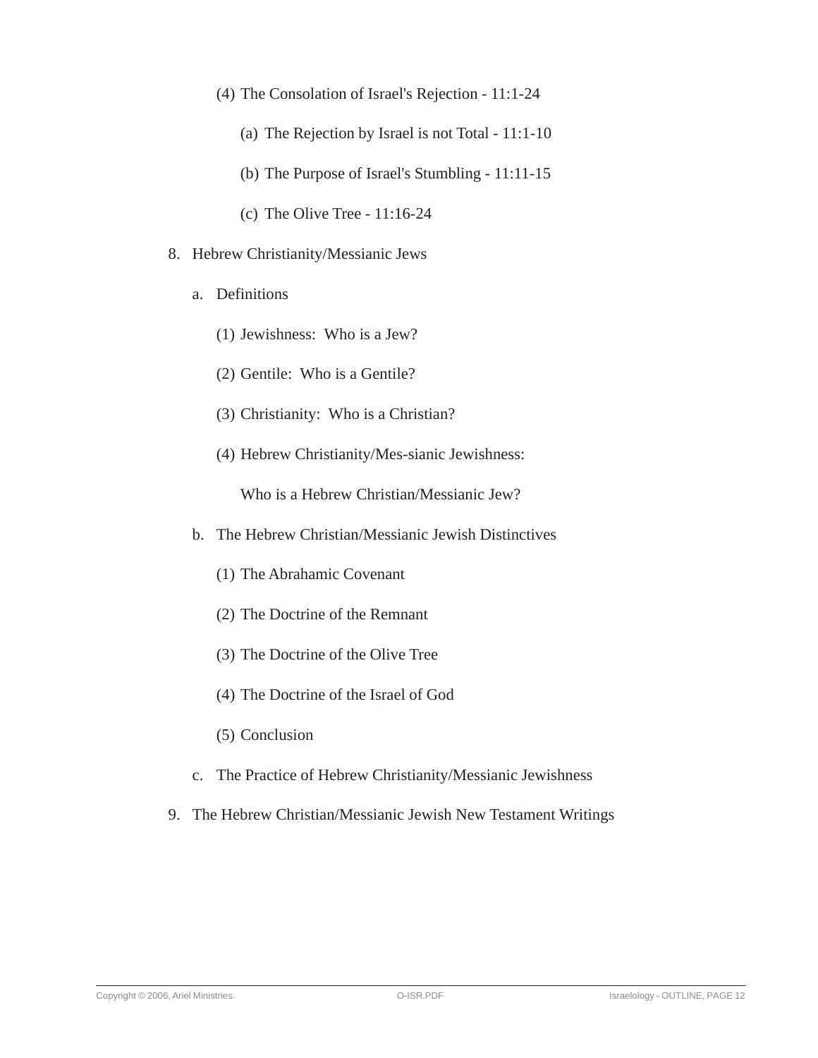(4) The Consolation of Israel's Rejection - 11:1-24

(a) The Rejection by Israel is not Total - 11:1-10

(b) The Purpose of Israel's Stumbling - 11:11-15

(c) The Olive Tree - 11:16-24

8. Hebrew Christianity/Messianic Jews

   a. Definitions

      (1) Jewishness: Who is a Jew?

      (2) Gentile: Who is a Gentile?

      (3) Christianity: Who is a Christian?

      (4) Hebrew Christianity/Mes-sianic Jewishness:

      Who is a Hebrew Christian/Messianic Jew?

   b. The Hebrew Christian/Messianic Jewish Distinctives

      (1) The Abrahamic Covenant

      (2) The Doctrine of the Remnant

      (3) The Doctrine of the Olive Tree

      (4) The Doctrine of the Israel of God

      (5) Conclusion

   c. The Practice of Hebrew Christianity/Messianic Jewishness

9. The Hebrew Christian/Messianic Jewish New Testament Writings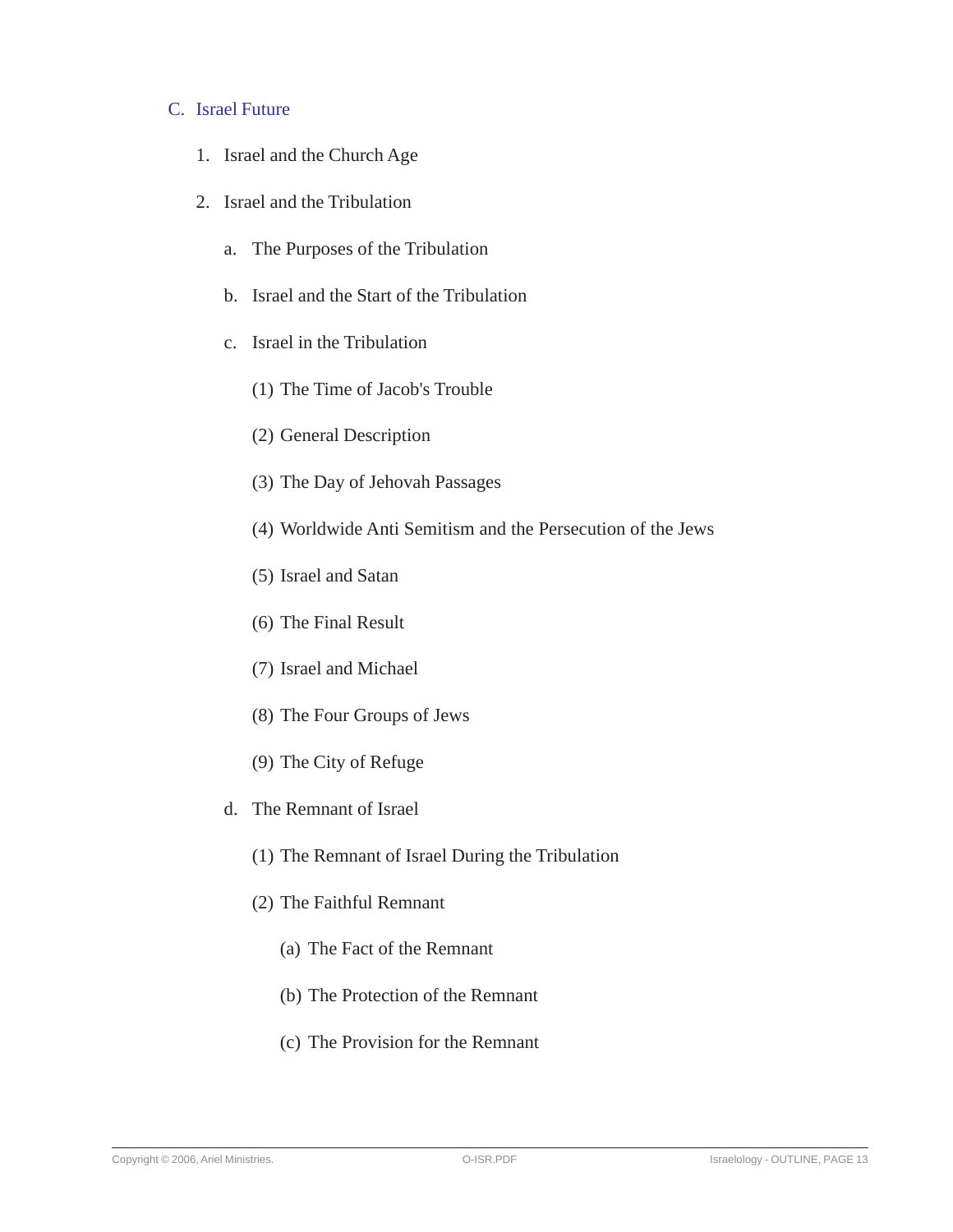## C. Israel Future

1. Israel and the Church Age
2. Israel and the Tribulation
   a. The Purposes of the Tribulation
   b. Israel and the Start of the Tribulation
   c. Israel in the Tribulation
      (1) The Time of Jacob's Trouble
      (2) General Description
      (3) The Day of Jehovah Passages
      (4) Worldwide Anti Semitism and the Persecution of the Jews
      (5) Israel and Satan
      (6) The Final Result
      (7) Israel and Michael
      (8) The Four Groups of Jews
      (9) The City of Refuge
   d. The Remnant of Israel
      (1) The Remnant of Israel During the Tribulation
      (2) The Faithful Remnant
         (a) The Fact of the Remnant
         (b) The Protection of the Remnant
         (c) The Provision for the Remnant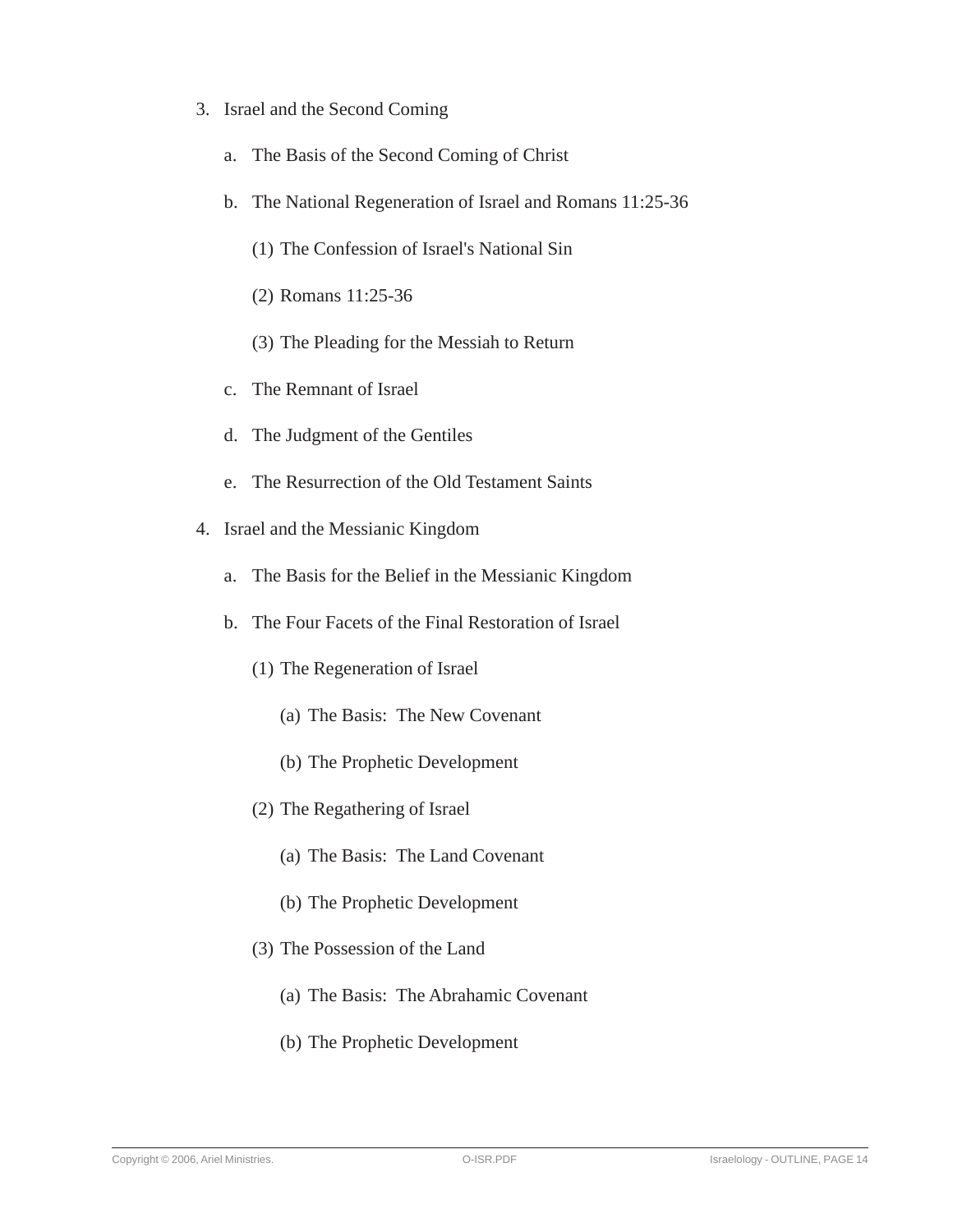3. Israel and the Second Coming

    a. The Basis of the Second Coming of Christ

    b. The National Regeneration of Israel and Romans 11:25-36

        (1) The Confession of Israel's National Sin

        (2) Romans 11:25-36

        (3) The Pleading for the Messiah to Return

    c. The Remnant of Israel

    d. The Judgment of the Gentiles

    e. The Resurrection of the Old Testament Saints

4. Israel and the Messianic Kingdom

    a. The Basis for the Belief in the Messianic Kingdom

    b. The Four Facets of the Final Restoration of Israel

        (1) The Regeneration of Israel

            (a) The Basis: The New Covenant

            (b) The Prophetic Development

        (2) The Regathering of Israel

            (a) The Basis: The Land Covenant

            (b) The Prophetic Development

        (3) The Possession of the Land

            (a) The Basis: The Abrahamic Covenant

            (b) The Prophetic Development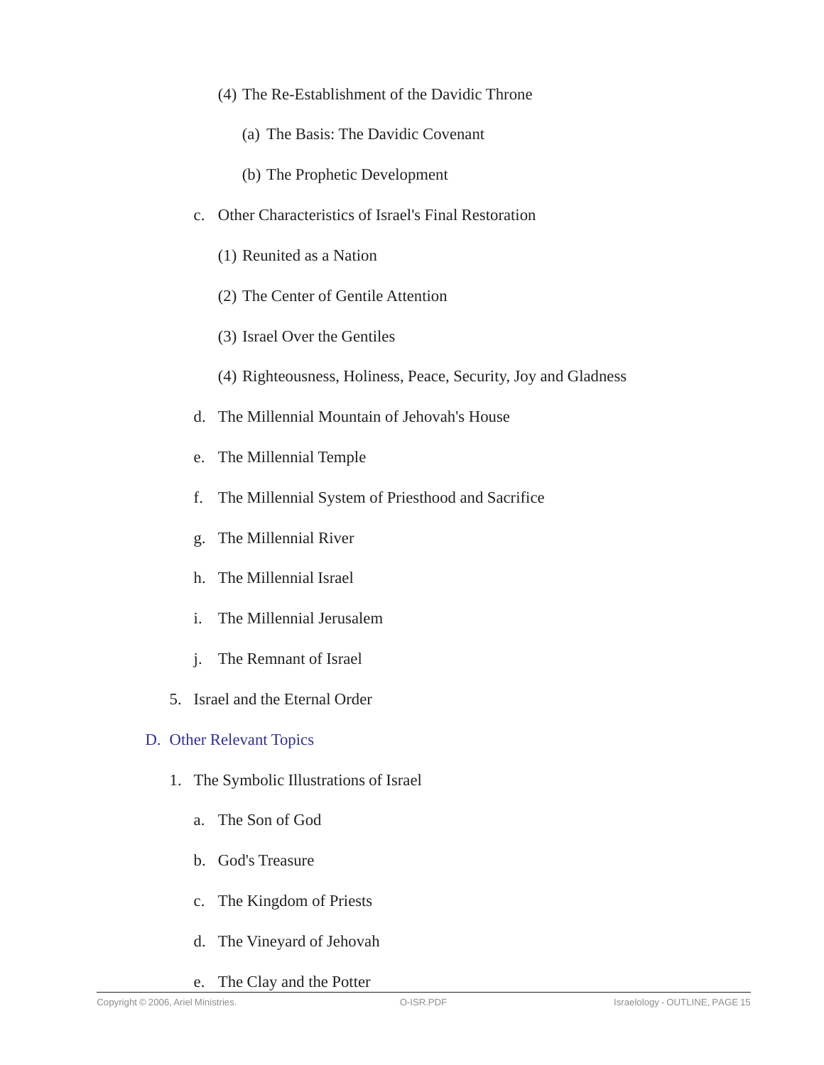(4) The Re-Establishment of the Davidic Throne

(a) The Basis: The Davidic Covenant

(b) The Prophetic Development

c. Other Characteristics of Israel's Final Restoration

(1) Reunited as a Nation

(2) The Center of Gentile Attention

(3) Israel Over the Gentiles

(4) Righteousness, Holiness, Peace, Security, Joy and Gladness

d. The Millennial Mountain of Jehovah's House

e. The Millennial Temple

f. The Millennial System of Priesthood and Sacrifice

g. The Millennial River

h. The Millennial Israel

i. The Millennial Jerusalem

j. The Remnant of Israel

5. Israel and the Eternal Order

## D. Other Relevant Topics

1. The Symbolic Illustrations of Israel

a. The Son of God

b. God's Treasure

c. The Kingdom of Priests

d. The Vineyard of Jehovah

e. The Clay and the Potter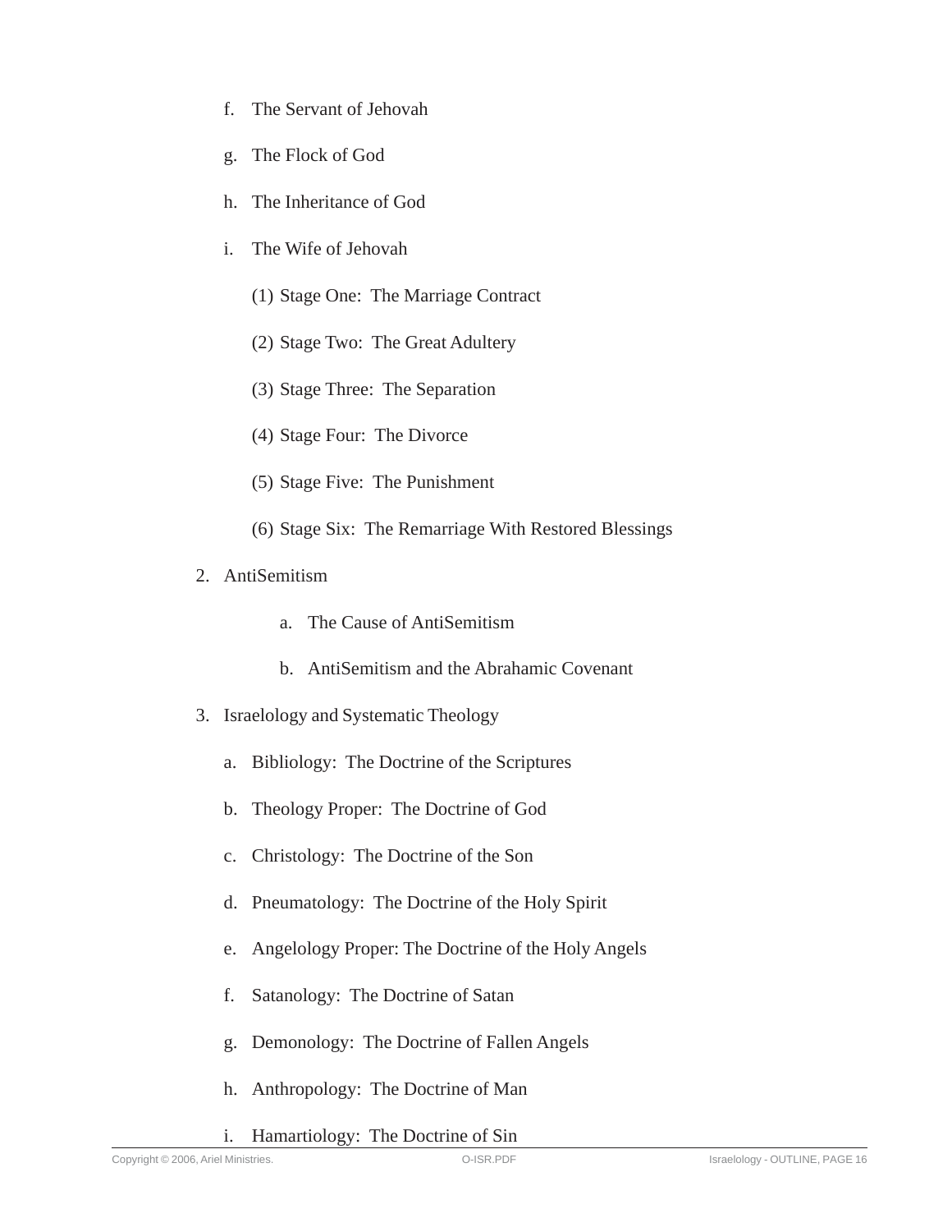f. The Servant of Jehovah

g. The Flock of God

h. The Inheritance of God

i. The Wife of Jehovah

(1) Stage One: The Marriage Contract

(2) Stage Two: The Great Adultery

(3) Stage Three: The Separation

(4) Stage Four: The Divorce

(5) Stage Five: The Punishment

(6) Stage Six: The Remarriage With Restored Blessings

2. AntiSemitism

a. The Cause of AntiSemitism

b. AntiSemitism and the Abrahamic Covenant

3. Israelology and Systematic Theology

a. Bibliology: The Doctrine of the Scriptures

b. Theology Proper: The Doctrine of God

c. Christology: The Doctrine of the Son

d. Pneumatology: The Doctrine of the Holy Spirit

e. Angelology Proper: The Doctrine of the Holy Angels

f. Satanology: The Doctrine of Satan

g. Demonology: The Doctrine of Fallen Angels

h. Anthropology: The Doctrine of Man

i. Hamartiology: The Doctrine of Sin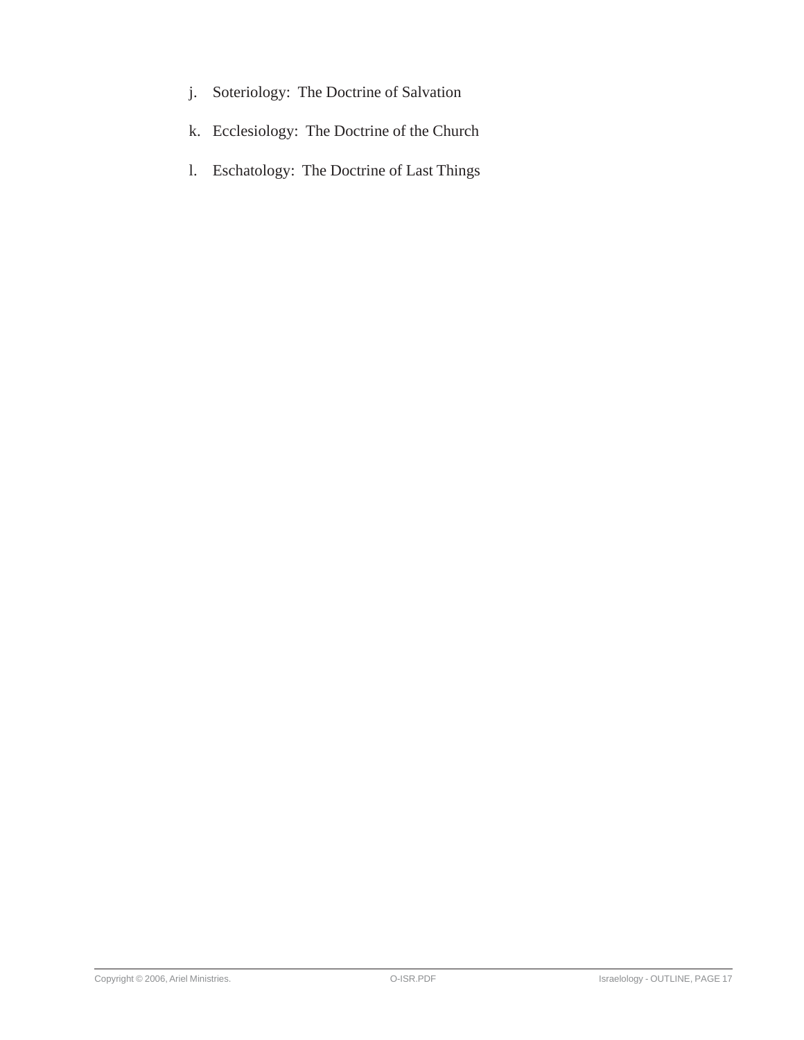j. Soteriology: The Doctrine of Salvation

k. Ecclesiology: The Doctrine of the Church

l. Eschatology: The Doctrine of Last Things